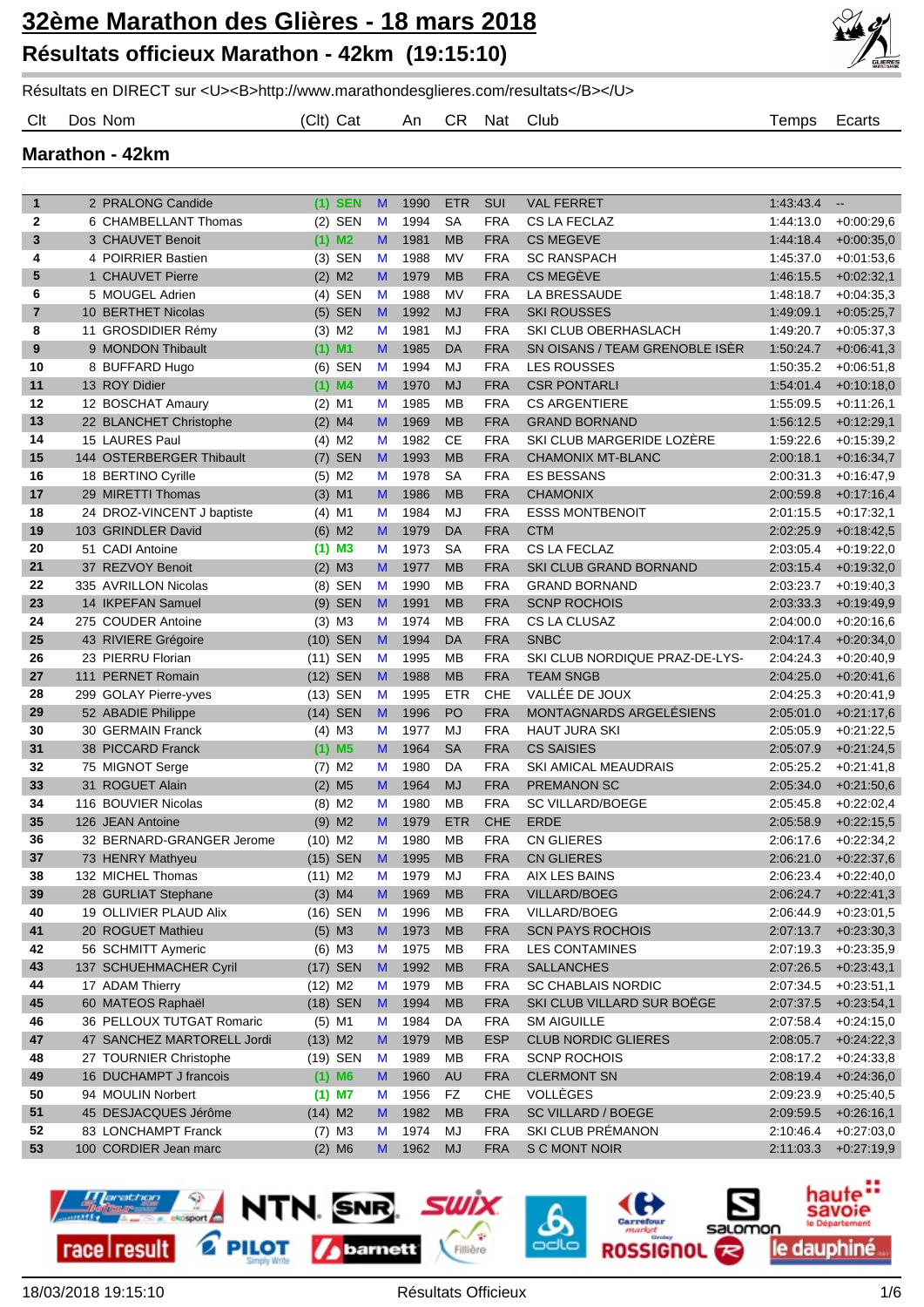# 32ème Marathon des Glières - 18 mars 2018

## Résultats officieux Marathon - 42km (19:15:10)

Résultats en DIRECT sur <U><B>http://www.marathondesglieres.com/resultats</B></U>

### Marathon - 42km

| Clt | Dos | Nom | (Clt) | Cat | | An | CR | Nat | Club | Temps | Ecarts |
|---|---|---|---|---|---|---|---|---|---|---|---|
| 1 | 2 | PRALONG Candide | (1) | SEN | M | 1990 | ETR | SUI | VAL FERRET | 1:43:43.4 | -- |
| 2 | 6 | CHAMBELLANT Thomas | (2) | SEN | M | 1994 | SA | FRA | CS LA FECLAZ | 1:44:13.0 | +0:00:29,6 |
| 3 | 3 | CHAUVET Benoit | (1) | M2 | M | 1981 | MB | FRA | CS MEGEVE | 1:44:18.4 | +0:00:35,0 |
| 4 | 4 | POIRRIER Bastien | (3) | SEN | M | 1988 | MV | FRA | SC RANSPACH | 1:45:37.0 | +0:01:53,6 |
| 5 | 1 | CHAUVET Pierre | (2) | M2 | M | 1979 | MB | FRA | CS MEGÈVE | 1:46:15.5 | +0:02:32,1 |
| 6 | 5 | MOUGEL Adrien | (4) | SEN | M | 1988 | MV | FRA | LA BRESSAUDE | 1:48:18.7 | +0:04:35,3 |
| 7 | 10 | BERTHET Nicolas | (5) | SEN | M | 1992 | MJ | FRA | SKI ROUSSES | 1:49:09.1 | +0:05:25,7 |
| 8 | 11 | GROSDIDIER Rémy | (3) | M2 | M | 1981 | MJ | FRA | SKI CLUB OBERHASLACH | 1:49:20.7 | +0:05:37,3 |
| 9 | 9 | MONDON Thibault | (1) | M1 | M | 1985 | DA | FRA | SN OISANS / TEAM GRENOBLE ISÈR | 1:50:24.7 | +0:06:41,3 |
| 10 | 8 | BUFFARD Hugo | (6) | SEN | M | 1994 | MJ | FRA | LES ROUSSES | 1:50:35.2 | +0:06:51,8 |
| 11 | 13 | ROY Didier | (1) | M4 | M | 1970 | MJ | FRA | CSR PONTARLI | 1:54:01.4 | +0:10:18,0 |
| 12 | 12 | BOSCHAT Amaury | (2) | M1 | M | 1985 | MB | FRA | CS ARGENTIERE | 1:55:09.5 | +0:11:26,1 |
| 13 | 22 | BLANCHET Christophe | (2) | M4 | M | 1969 | MB | FRA | GRAND BORNAND | 1:56:12.5 | +0:12:29,1 |
| 14 | 15 | LAURES Paul | (4) | M2 | M | 1982 | CE | FRA | SKI CLUB MARGERIDE LOZÈRE | 1:59:22.6 | +0:15:39,2 |
| 15 | 144 | OSTERBERGER Thibault | (7) | SEN | M | 1993 | MB | FRA | CHAMONIX MT-BLANC | 2:00:18.1 | +0:16:34,7 |
| 16 | 18 | BERTINO Cyrille | (5) | M2 | M | 1978 | SA | FRA | ES BESSANS | 2:00:31.3 | +0:16:47,9 |
| 17 | 29 | MIRETTI Thomas | (3) | M1 | M | 1986 | MB | FRA | CHAMONIX | 2:00:59.8 | +0:17:16,4 |
| 18 | 24 | DROZ-VINCENT J baptiste | (4) | M1 | M | 1984 | MJ | FRA | ESSS MONTBENOIT | 2:01:15.5 | +0:17:32,1 |
| 19 | 103 | GRINDLER David | (6) | M2 | M | 1979 | DA | FRA | CTM | 2:02:25.9 | +0:18:42,5 |
| 20 | 51 | CADI Antoine | (1) | M3 | M | 1973 | SA | FRA | CS LA FECLAZ | 2:03:05.4 | +0:19:22,0 |
| 21 | 37 | REZVOY Benoit | (2) | M3 | M | 1977 | MB | FRA | SKI CLUB GRAND BORNAND | 2:03:15.4 | +0:19:32,0 |
| 22 | 335 | AVRILLON Nicolas | (8) | SEN | M | 1990 | MB | FRA | GRAND BORNAND | 2:03:23.7 | +0:19:40,3 |
| 23 | 14 | IKPEFAN Samuel | (9) | SEN | M | 1991 | MB | FRA | SCNP ROCHOIS | 2:03:33.3 | +0:19:49,9 |
| 24 | 275 | COUDER Antoine | (3) | M3 | M | 1974 | MB | FRA | CS LA CLUSAZ | 2:04:00.0 | +0:20:16,6 |
| 25 | 43 | RIVIERE Grégoire | (10) | SEN | M | 1994 | DA | FRA | SNBC | 2:04:17.4 | +0:20:34,0 |
| 26 | 23 | PIERRU Florian | (11) | SEN | M | 1995 | MB | FRA | SKI CLUB NORDIQUE PRAZ-DE-LYS- | 2:04:24.3 | +0:20:40,9 |
| 27 | 111 | PERNET Romain | (12) | SEN | M | 1988 | MB | FRA | TEAM SNGB | 2:04:25.0 | +0:20:41,6 |
| 28 | 299 | GOLAY Pierre-yves | (13) | SEN | M | 1995 | ETR | CHE | VALLÉE DE JOUX | 2:04:25.3 | +0:20:41,9 |
| 29 | 52 | ABADIE Philippe | (14) | SEN | M | 1996 | PO | FRA | MONTAGNARDS ARGELÉSIENS | 2:05:01.0 | +0:21:17,6 |
| 30 | 30 | GERMAIN Franck | (4) | M3 | M | 1977 | MJ | FRA | HAUT JURA SKI | 2:05:05.9 | +0:21:22,5 |
| 31 | 38 | PICCARD Franck | (1) | M5 | M | 1964 | SA | FRA | CS SAISIES | 2:05:07.9 | +0:21:24,5 |
| 32 | 75 | MIGNOT Serge | (7) | M2 | M | 1980 | DA | FRA | SKI AMICAL MEAUDRAIS | 2:05:25.2 | +0:21:41,8 |
| 33 | 31 | ROGUET Alain | (2) | M5 | M | 1964 | MJ | FRA | PREMANON SC | 2:05:34.0 | +0:21:50,6 |
| 34 | 116 | BOUVIER Nicolas | (8) | M2 | M | 1980 | MB | FRA | SC VILLARD/BOEGE | 2:05:45.8 | +0:22:02,4 |
| 35 | 126 | JEAN Antoine | (9) | M2 | M | 1979 | ETR | CHE | ERDE | 2:05:58.9 | +0:22:15,5 |
| 36 | 32 | BERNARD-GRANGER Jerome | (10) | M2 | M | 1980 | MB | FRA | CN GLIERES | 2:06:17.6 | +0:22:34,2 |
| 37 | 73 | HENRY Mathyeu | (15) | SEN | M | 1995 | MB | FRA | CN GLIERES | 2:06:21.0 | +0:22:37,6 |
| 38 | 132 | MICHEL Thomas | (11) | M2 | M | 1979 | MJ | FRA | AIX LES BAINS | 2:06:23.4 | +0:22:40,0 |
| 39 | 28 | GURLIAT Stephane | (3) | M4 | M | 1969 | MB | FRA | VILLARD/BOEG | 2:06:24.7 | +0:22:41,3 |
| 40 | 19 | OLLIVIER PLAUD Alix | (16) | SEN | M | 1996 | MB | FRA | VILLARD/BOEG | 2:06:44.9 | +0:23:01,5 |
| 41 | 20 | ROGUET Mathieu | (5) | M3 | M | 1973 | MB | FRA | SCN PAYS ROCHOIS | 2:07:13.7 | +0:23:30,3 |
| 42 | 56 | SCHMITT Aymeric | (6) | M3 | M | 1975 | MB | FRA | LES CONTAMINES | 2:07:19.3 | +0:23:35,9 |
| 43 | 137 | SCHUEHMACHER Cyril | (17) | SEN | M | 1992 | MB | FRA | SALLANCHES | 2:07:26.5 | +0:23:43,1 |
| 44 | 17 | ADAM Thierry | (12) | M2 | M | 1979 | MB | FRA | SC CHABLAIS NORDIC | 2:07:34.5 | +0:23:51,1 |
| 45 | 60 | MATEOS Raphaël | (18) | SEN | M | 1994 | MB | FRA | SKI CLUB VILLARD SUR BOËGE | 2:07:37.5 | +0:23:54,1 |
| 46 | 36 | PELLOUX TUTGAT Romaric | (5) | M1 | M | 1984 | DA | FRA | SM AIGUILLE | 2:07:58.4 | +0:24:15,0 |
| 47 | 47 | SANCHEZ MARTORELL Jordi | (13) | M2 | M | 1979 | MB | ESP | CLUB NORDIC GLIERES | 2:08:05.7 | +0:24:22,3 |
| 48 | 27 | TOURNIER Christophe | (19) | SEN | M | 1989 | MB | FRA | SCNP ROCHOIS | 2:08:17.2 | +0:24:33,8 |
| 49 | 16 | DUCHAMPT J francois | (1) | M6 | M | 1960 | AU | FRA | CLERMONT SN | 2:08:19.4 | +0:24:36,0 |
| 50 | 94 | MOULIN Norbert | (1) | M7 | M | 1956 | FZ | CHE | VOLLÈGES | 2:09:23.9 | +0:25:40,5 |
| 51 | 45 | DESJACQUES Jérôme | (14) | M2 | M | 1982 | MB | FRA | SC VILLARD / BOEGE | 2:09:59.5 | +0:26:16,1 |
| 52 | 83 | LONCHAMPT Franck | (7) | M3 | M | 1974 | MJ | FRA | SKI CLUB PRÉMANON | 2:10:46.4 | +0:27:03,0 |
| 53 | 100 | CORDIER Jean marc | (2) | M6 | M | 1962 | MJ | FRA | S C MONT NOIR | 2:11:03.3 | +0:27:19,9 |

18/03/2018 19:15:10 Résultats Officieux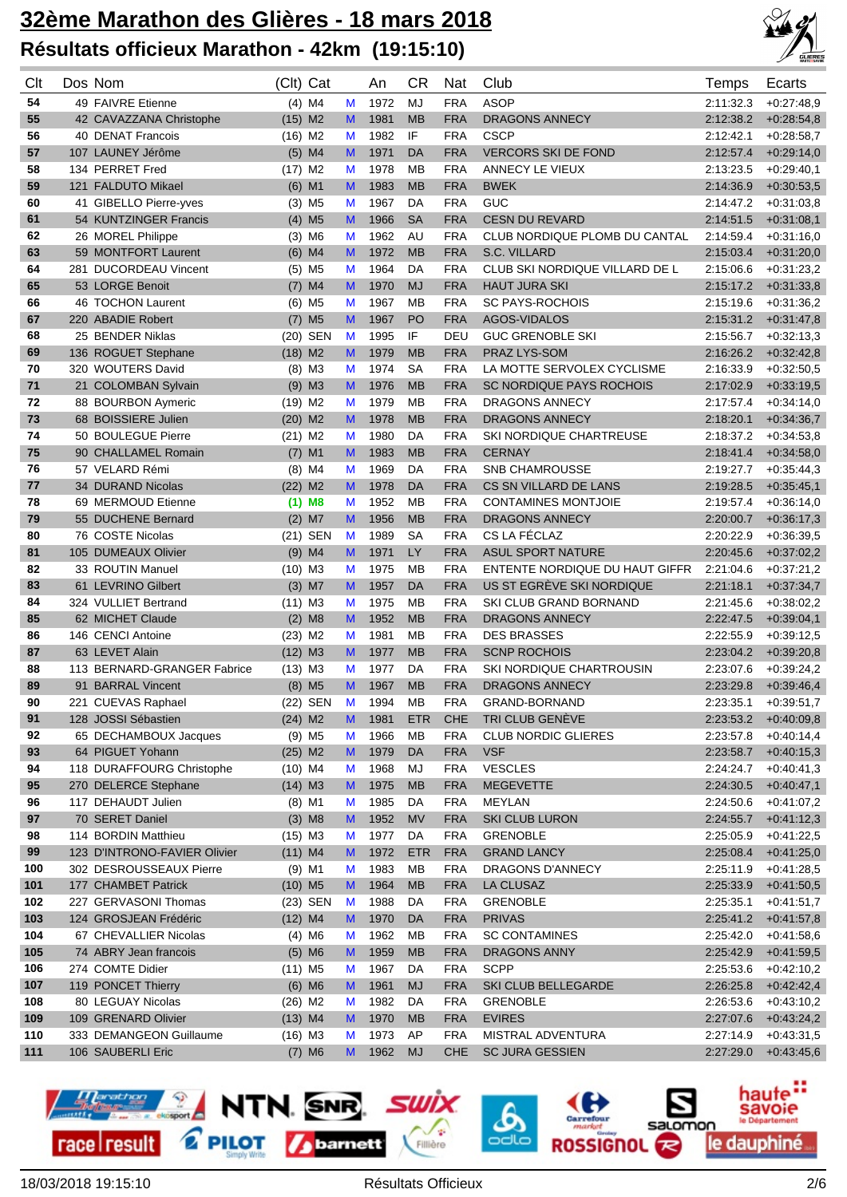# 32ème Marathon des Glières - 18 mars 2018

## Résultats officieux Marathon - 42km (19:15:10)

| Clt | Dos | Nom | (Clt) | Cat | | An | CR | Nat | Club | Temps | Ecarts |
|---|---|---|---|---|---|---|---|---|---|---|---|
| 54 | 49 | FAIVRE Etienne | (4) | M4 | M | 1972 | MJ | FRA | ASOP | 2:11:32.3 | +0:27:48,9 |
| 55 | 42 | CAVAZZANA Christophe | (15) | M2 | M | 1981 | MB | FRA | DRAGONS ANNECY | 2:12:38.2 | +0:28:54,8 |
| 56 | 40 | DENAT Francois | (16) | M2 | M | 1982 | IF | FRA | CSCP | 2:12:42.1 | +0:28:58,7 |
| 57 | 107 | LAUNEY Jérôme | (5) | M4 | M | 1971 | DA | FRA | VERCORS SKI DE FOND | 2:12:57.4 | +0:29:14,0 |
| 58 | 134 | PERRET Fred | (17) | M2 | M | 1978 | MB | FRA | ANNECY LE VIEUX | 2:13:23.5 | +0:29:40,1 |
| 59 | 121 | FALDUTO Mikael | (6) | M1 | M | 1983 | MB | FRA | BWEK | 2:14:36.9 | +0:30:53,5 |
| 60 | 41 | GIBELLO Pierre-yves | (3) | M5 | M | 1967 | DA | FRA | GUC | 2:14:47.2 | +0:31:03,8 |
| 61 | 54 | KUNTZINGER Francis | (4) | M5 | M | 1966 | SA | FRA | CESN DU REVARD | 2:14:51.5 | +0:31:08,1 |
| 62 | 26 | MOREL Philippe | (3) | M6 | M | 1962 | AU | FRA | CLUB NORDIQUE PLOMB DU CANTAL | 2:14:59.4 | +0:31:16,0 |
| 63 | 59 | MONTFORT Laurent | (6) | M4 | M | 1972 | MB | FRA | S.C. VILLARD | 2:15:03.4 | +0:31:20,0 |
| 64 | 281 | DUCORDEAU Vincent | (5) | M5 | M | 1964 | DA | FRA | CLUB SKI NORDIQUE VILLARD DE L | 2:15:06.6 | +0:31:23,2 |
| 65 | 53 | LORGE Benoit | (7) | M4 | M | 1970 | MJ | FRA | HAUT JURA SKI | 2:15:17.2 | +0:31:33,8 |
| 66 | 46 | TOCHON Laurent | (6) | M5 | M | 1967 | MB | FRA | SC PAYS-ROCHOIS | 2:15:19.6 | +0:31:36,2 |
| 67 | 220 | ABADIE Robert | (7) | M5 | M | 1967 | PO | FRA | AGOS-VIDALOS | 2:15:31.2 | +0:31:47,8 |
| 68 | 25 | BENDER Niklas | (20) | SEN | M | 1995 | IF | DEU | GUC GRENOBLE SKI | 2:15:56.7 | +0:32:13,3 |
| 69 | 136 | ROGUET Stephane | (18) | M2 | M | 1979 | MB | FRA | PRAZ LYS-SOM | 2:16:26.2 | +0:32:42,8 |
| 70 | 320 | WOUTERS David | (8) | M3 | M | 1974 | SA | FRA | LA MOTTE SERVOLEX CYCLISME | 2:16:33.9 | +0:32:50,5 |
| 71 | 21 | COLOMBAN Sylvain | (9) | M3 | M | 1976 | MB | FRA | SC NORDIQUE PAYS ROCHOIS | 2:17:02.9 | +0:33:19,5 |
| 72 | 88 | BOURBON Aymeric | (19) | M2 | M | 1979 | MB | FRA | DRAGONS ANNECY | 2:17:57.4 | +0:34:14,0 |
| 73 | 68 | BOISSIERE Julien | (20) | M2 | M | 1978 | MB | FRA | DRAGONS ANNECY | 2:18:20.1 | +0:34:36,7 |
| 74 | 50 | BOULEGUE Pierre | (21) | M2 | M | 1980 | DA | FRA | SKI NORDIQUE CHARTREUSE | 2:18:37.2 | +0:34:53,8 |
| 75 | 90 | CHALLAMEL Romain | (7) | M1 | M | 1983 | MB | FRA | CERNAY | 2:18:41.4 | +0:34:58,0 |
| 76 | 57 | VELARD Rémi | (8) | M4 | M | 1969 | DA | FRA | SNB CHAMROUSSE | 2:19:27.7 | +0:35:44,3 |
| 77 | 34 | DURAND Nicolas | (22) | M2 | M | 1978 | DA | FRA | CS SN VILLARD DE LANS | 2:19:28.5 | +0:35:45,1 |
| 78 | 69 | MERMOUD Etienne | **(1)** | **M8** | M | 1952 | MB | FRA | CONTAMINES MONTJOIE | 2:19:57.4 | +0:36:14,0 |
| 79 | 55 | DUCHENE Bernard | (2) | M7 | M | 1956 | MB | FRA | DRAGONS ANNECY | 2:20:00.7 | +0:36:17,3 |
| 80 | 76 | COSTE Nicolas | (21) | SEN | M | 1989 | SA | FRA | CS LA FÉCLAZ | 2:20:22.9 | +0:36:39,5 |
| 81 | 105 | DUMEAUX Olivier | (9) | M4 | M | 1971 | LY | FRA | ASUL SPORT NATURE | 2:20:45.6 | +0:37:02,2 |
| 82 | 33 | ROUTIN Manuel | (10) | M3 | M | 1975 | MB | FRA | ENTENTE NORDIQUE DU HAUT GIFFR | 2:21:04.6 | +0:37:21,2 |
| 83 | 61 | LEVRINO Gilbert | (3) | M7 | M | 1957 | DA | FRA | US ST EGRÈVE SKI NORDIQUE | 2:21:18.1 | +0:37:34,7 |
| 84 | 324 | VULLIET Bertrand | (11) | M3 | M | 1975 | MB | FRA | SKI CLUB GRAND BORNAND | 2:21:45.6 | +0:38:02,2 |
| 85 | 62 | MICHET Claude | (2) | M8 | M | 1952 | MB | FRA | DRAGONS ANNECY | 2:22:47.5 | +0:39:04,1 |
| 86 | 146 | CENCI Antoine | (23) | M2 | M | 1981 | MB | FRA | DES BRASSES | 2:22:55.9 | +0:39:12,5 |
| 87 | 63 | LEVET Alain | (12) | M3 | M | 1977 | MB | FRA | SCNP ROCHOIS | 2:23:04.2 | +0:39:20,8 |
| 88 | 113 | BERNARD-GRANGER Fabrice | (13) | M3 | M | 1977 | DA | FRA | SKI NORDIQUE CHARTROUSIN | 2:23:07.6 | +0:39:24,2 |
| 89 | 91 | BARRAL Vincent | (8) | M5 | M | 1967 | MB | FRA | DRAGONS ANNECY | 2:23:29.8 | +0:39:46,4 |
| 90 | 221 | CUEVAS Raphael | (22) | SEN | M | 1994 | MB | FRA | GRAND-BORNAND | 2:23:35.1 | +0:39:51,7 |
| 91 | 128 | JOSSI Sébastien | (24) | M2 | M | 1981 | ETR | CHE | TRI CLUB GENÈVE | 2:23:53.2 | +0:40:09,8 |
| 92 | 65 | DECHAMBOUX Jacques | (9) | M5 | M | 1966 | MB | FRA | CLUB NORDIC GLIERES | 2:23:57.8 | +0:40:14,4 |
| 93 | 64 | PIGUET Yohann | (25) | M2 | M | 1979 | DA | FRA | VSF | 2:23:58.7 | +0:40:15,3 |
| 94 | 118 | DURAFFOURG Christophe | (10) | M4 | M | 1968 | MJ | FRA | VESCLES | 2:24:24.7 | +0:40:41,3 |
| 95 | 270 | DELERCE Stephane | (14) | M3 | M | 1975 | MB | FRA | MEGEVETTE | 2:24:30.5 | +0:40:47,1 |
| 96 | 117 | DEHAUDT Julien | (8) | M1 | M | 1985 | DA | FRA | MEYLAN | 2:24:50.6 | +0:41:07,2 |
| 97 | 70 | SERET Daniel | (3) | M8 | M | 1952 | MV | FRA | SKI CLUB LURON | 2:24:55.7 | +0:41:12,3 |
| 98 | 114 | BORDIN Matthieu | (15) | M3 | M | 1977 | DA | FRA | GRENOBLE | 2:25:05.9 | +0:41:22,5 |
| 99 | 123 | D'INTRONO-FAVIER Olivier | (11) | M4 | M | 1972 | ETR | FRA | GRAND LANCY | 2:25:08.4 | +0:41:25,0 |
| 100 | 302 | DESROUSSEAUX Pierre | (9) | M1 | M | 1983 | MB | FRA | DRAGONS D'ANNECY | 2:25:11.9 | +0:41:28,5 |
| 101 | 177 | CHAMBET Patrick | (10) | M5 | M | 1964 | MB | FRA | LA CLUSAZ | 2:25:33.9 | +0:41:50,5 |
| 102 | 227 | GERVASONI Thomas | (23) | SEN | M | 1988 | DA | FRA | GRENOBLE | 2:25:35.1 | +0:41:51,7 |
| 103 | 124 | GROSJEAN Frédéric | (12) | M4 | M | 1970 | DA | FRA | PRIVAS | 2:25:41.2 | +0:41:57,8 |
| 104 | 67 | CHEVALLIER Nicolas | (4) | M6 | M | 1962 | MB | FRA | SC CONTAMINES | 2:25:42.0 | +0:41:58,6 |
| 105 | 74 | ABRY Jean francois | (5) | M6 | M | 1959 | MB | FRA | DRAGONS ANNY | 2:25:42.9 | +0:41:59,5 |
| 106 | 274 | COMTE Didier | (11) | M5 | M | 1967 | DA | FRA | SCPP | 2:25:53.6 | +0:42:10,2 |
| 107 | 119 | PONCET Thierry | (6) | M6 | M | 1961 | MJ | FRA | SKI CLUB BELLEGARDE | 2:26:25.8 | +0:42:42,4 |
| 108 | 80 | LEGUAY Nicolas | (26) | M2 | M | 1982 | DA | FRA | GRENOBLE | 2:26:53.6 | +0:43:10,2 |
| 109 | 109 | GRENARD Olivier | (13) | M4 | M | 1970 | MB | FRA | EVIRES | 2:27:07.6 | +0:43:24,2 |
| 110 | 333 | DEMANGEON Guillaume | (16) | M3 | M | 1973 | AP | FRA | MISTRAL ADVENTURA | 2:27:14.9 | +0:43:31,5 |
| 111 | 106 | SAUBERLI Eric | (7) | M6 | M | 1962 | MJ | CHE | SC JURA GESSIEN | 2:27:29.0 | +0:43:45,6 |

18/03/2018 19:15:10 — Résultats Officieux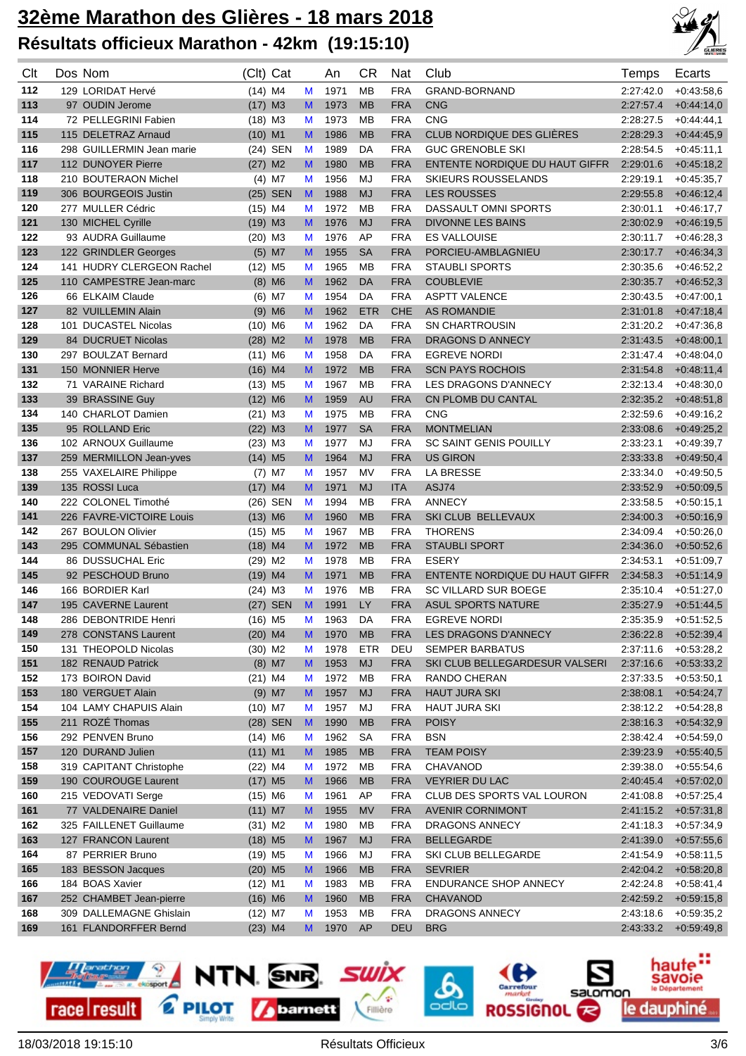# 32ème Marathon des Glières - 18 mars 2018

## Résultats officieux Marathon - 42km (19:15:10)

| Clt | Dos | Nom | (Clt) | Cat | | An | CR | Nat | Club | Temps | Ecarts |
|---|---|---|---|---|---|---|---|---|---|---|---|
| 112 | 129 | LORIDAT Hervé | (14) | M4 | M | 1971 | MB | FRA | GRAND-BORNAND | 2:27:42.0 | +0:43:58,6 |
| 113 | 97 | OUDIN Jerome | (17) | M3 | M | 1973 | MB | FRA | CNG | 2:27:57.4 | +0:44:14,0 |
| 114 | 72 | PELLEGRINI Fabien | (18) | M3 | M | 1973 | MB | FRA | CNG | 2:28:27.5 | +0:44:44,1 |
| 115 | 115 | DELETRAZ Arnaud | (10) | M1 | M | 1986 | MB | FRA | CLUB NORDIQUE DES GLIÈRES | 2:28:29.3 | +0:44:45,9 |
| 116 | 298 | GUILLERMIN Jean marie | (24) | SEN | M | 1989 | DA | FRA | GUC GRENOBLE SKI | 2:28:54.5 | +0:45:11,1 |
| 117 | 112 | DUNOYER Pierre | (27) | M2 | M | 1980 | MB | FRA | ENTENTE NORDIQUE DU HAUT GIFFR | 2:29:01.6 | +0:45:18,2 |
| 118 | 210 | BOUTERAON Michel | (4) | M7 | M | 1956 | MJ | FRA | SKIEURS ROUSSELANDS | 2:29:19.1 | +0:45:35,7 |
| 119 | 306 | BOURGEOIS Justin | (25) | SEN | M | 1988 | MJ | FRA | LES ROUSSES | 2:29:55.8 | +0:46:12,4 |
| 120 | 277 | MULLER Cédric | (15) | M4 | M | 1972 | MB | FRA | DASSAULT OMNI SPORTS | 2:30:01.1 | +0:46:17,7 |
| 121 | 130 | MICHEL Cyrille | (19) | M3 | M | 1976 | MJ | FRA | DIVONNE LES BAINS | 2:30:02.9 | +0:46:19,5 |
| 122 | 93 | AUDRA Guillaume | (20) | M3 | M | 1976 | AP | FRA | ES VALLOUISE | 2:30:11.7 | +0:46:28,3 |
| 123 | 122 | GRINDLER Georges | (5) | M7 | M | 1955 | SA | FRA | PORCIEU-AMBLAGNIEU | 2:30:17.7 | +0:46:34,3 |
| 124 | 141 | HUDRY CLERGEON Rachel | (12) | M5 | M | 1965 | MB | FRA | STAUBLI SPORTS | 2:30:35.6 | +0:46:52,2 |
| 125 | 110 | CAMPESTRE Jean-marc | (8) | M6 | M | 1962 | DA | FRA | COUBLEVIE | 2:30:35.7 | +0:46:52,3 |
| 126 | 66 | ELKAIM Claude | (6) | M7 | M | 1954 | DA | FRA | ASPTT VALENCE | 2:30:43.5 | +0:47:00,1 |
| 127 | 82 | VUILLEMIN Alain | (9) | M6 | M | 1962 | ETR | CHE | AS ROMANDIE | 2:31:01.8 | +0:47:18,4 |
| 128 | 101 | DUCASTEL Nicolas | (10) | M6 | M | 1962 | DA | FRA | SN CHARTROUSIN | 2:31:20.2 | +0:47:36,8 |
| 129 | 84 | DUCRUET Nicolas | (28) | M2 | M | 1978 | MB | FRA | DRAGONS D ANNECY | 2:31:43.5 | +0:48:00,1 |
| 130 | 297 | BOULZAT Bernard | (11) | M6 | M | 1958 | DA | FRA | EGREVE NORDI | 2:31:47.4 | +0:48:04,0 |
| 131 | 150 | MONNIER Herve | (16) | M4 | M | 1972 | MB | FRA | SCN PAYS ROCHOIS | 2:31:54.8 | +0:48:11,4 |
| 132 | 71 | VARAINE Richard | (13) | M5 | M | 1967 | MB | FRA | LES DRAGONS D'ANNECY | 2:32:13.4 | +0:48:30,0 |
| 133 | 39 | BRASSINE Guy | (12) | M6 | M | 1959 | AU | FRA | CN PLOMB DU CANTAL | 2:32:35.2 | +0:48:51,8 |
| 134 | 140 | CHARLOT Damien | (21) | M3 | M | 1975 | MB | FRA | CNG | 2:32:59.6 | +0:49:16,2 |
| 135 | 95 | ROLLAND Eric | (22) | M3 | M | 1977 | SA | FRA | MONTMELIAN | 2:33:08.6 | +0:49:25,2 |
| 136 | 102 | ARNOUX Guillaume | (23) | M3 | M | 1977 | MJ | FRA | SC SAINT GENIS POUILLY | 2:33:23.1 | +0:49:39,7 |
| 137 | 259 | MERMILLON Jean-yves | (14) | M5 | M | 1964 | MJ | FRA | US GIRON | 2:33:33.8 | +0:49:50,4 |
| 138 | 255 | VAXELAIRE Philippe | (7) | M7 | M | 1957 | MV | FRA | LA BRESSE | 2:33:34.0 | +0:49:50,5 |
| 139 | 135 | ROSSI Luca | (17) | M4 | M | 1971 | MJ | ITA | ASJ74 | 2:33:52.9 | +0:50:09,5 |
| 140 | 222 | COLONEL Timothé | (26) | SEN | M | 1994 | MB | FRA | ANNECY | 2:33:58.5 | +0:50:15,1 |
| 141 | 226 | FAVRE-VICTOIRE Louis | (13) | M6 | M | 1960 | MB | FRA | SKI CLUB BELLEVAUX | 2:34:00.3 | +0:50:16,9 |
| 142 | 267 | BOULON Olivier | (15) | M5 | M | 1967 | MB | FRA | THORENS | 2:34:09.4 | +0:50:26,0 |
| 143 | 295 | COMMUNAL Sébastien | (18) | M4 | M | 1972 | MB | FRA | STAUBLI SPORT | 2:34:36.0 | +0:50:52,6 |
| 144 | 86 | DUSSUCHAL Eric | (29) | M2 | M | 1978 | MB | FRA | ESERY | 2:34:53.1 | +0:51:09,7 |
| 145 | 92 | PESCHOUD Bruno | (19) | M4 | M | 1971 | MB | FRA | ENTENTE NORDIQUE DU HAUT GIFFR | 2:34:58.3 | +0:51:14,9 |
| 146 | 166 | BORDIER Karl | (24) | M3 | M | 1976 | MB | FRA | SC VILLARD SUR BOEGE | 2:35:10.4 | +0:51:27,0 |
| 147 | 195 | CAVERNE Laurent | (27) | SEN | M | 1991 | LY | FRA | ASUL SPORTS NATURE | 2:35:27.9 | +0:51:44,5 |
| 148 | 286 | DEBONTRIDE Henri | (16) | M5 | M | 1963 | DA | FRA | EGREVE NORDI | 2:35:35.9 | +0:51:52,5 |
| 149 | 278 | CONSTANS Laurent | (20) | M4 | M | 1970 | MB | FRA | LES DRAGONS D'ANNECY | 2:36:22.8 | +0:52:39,4 |
| 150 | 131 | THEOPOLD Nicolas | (30) | M2 | M | 1978 | ETR | DEU | SEMPER BARBATUS | 2:37:11.6 | +0:53:28,2 |
| 151 | 182 | RENAUD Patrick | (8) | M7 | M | 1953 | MJ | FRA | SKI CLUB BELLEGARDESUR VALSERI | 2:37:16.6 | +0:53:33,2 |
| 152 | 173 | BOIRON David | (21) | M4 | M | 1972 | MB | FRA | RANDO CHERAN | 2:37:33.5 | +0:53:50,1 |
| 153 | 180 | VERGUET Alain | (9) | M7 | M | 1957 | MJ | FRA | HAUT JURA SKI | 2:38:08.1 | +0:54:24,7 |
| 154 | 104 | LAMY CHAPUIS Alain | (10) | M7 | M | 1957 | MJ | FRA | HAUT JURA SKI | 2:38:12.2 | +0:54:28,8 |
| 155 | 211 | ROZÉ Thomas | (28) | SEN | M | 1990 | MB | FRA | POISY | 2:38:16.3 | +0:54:32,9 |
| 156 | 292 | PENVEN Bruno | (14) | M6 | M | 1962 | SA | FRA | BSN | 2:38:42.4 | +0:54:59,0 |
| 157 | 120 | DURAND Julien | (11) | M1 | M | 1985 | MB | FRA | TEAM POISY | 2:39:23.9 | +0:55:40,5 |
| 158 | 319 | CAPITANT Christophe | (22) | M4 | M | 1972 | MB | FRA | CHAVANOD | 2:39:38.0 | +0:55:54,6 |
| 159 | 190 | COUROUGE Laurent | (17) | M5 | M | 1966 | MB | FRA | VEYRIER DU LAC | 2:40:45.4 | +0:57:02,0 |
| 160 | 215 | VEDOVATI Serge | (15) | M6 | M | 1961 | AP | FRA | CLUB DES SPORTS VAL LOURON | 2:41:08.8 | +0:57:25,4 |
| 161 | 77 | VALDENAIRE Daniel | (11) | M7 | M | 1955 | MV | FRA | AVENIR CORNIMONT | 2:41:15.2 | +0:57:31,8 |
| 162 | 325 | FAILLENET Guillaume | (31) | M2 | M | 1980 | MB | FRA | DRAGONS ANNECY | 2:41:18.3 | +0:57:34,9 |
| 163 | 127 | FRANCON Laurent | (18) | M5 | M | 1967 | MJ | FRA | BELLEGARDE | 2:41:39.0 | +0:57:55,6 |
| 164 | 87 | PERRIER Bruno | (19) | M5 | M | 1966 | MJ | FRA | SKI CLUB BELLEGARDE | 2:41:54.9 | +0:58:11,5 |
| 165 | 183 | BESSON Jacques | (20) | M5 | M | 1966 | MB | FRA | SEVRIER | 2:42:04.2 | +0:58:20,8 |
| 166 | 184 | BOAS Xavier | (12) | M1 | M | 1983 | MB | FRA | ENDURANCE SHOP ANNECY | 2:42:24.8 | +0:58:41,4 |
| 167 | 252 | CHAMBET Jean-pierre | (16) | M6 | M | 1960 | MB | FRA | CHAVANOD | 2:42:59.2 | +0:59:15,8 |
| 168 | 309 | DALLEMAGNE Ghislain | (12) | M7 | M | 1953 | MB | FRA | DRAGONS ANNECY | 2:43:18.6 | +0:59:35,2 |
| 169 | 161 | FLANDORFFER Bernd | (23) | M4 | M | 1970 | AP | DEU | BRG | 2:43:33.2 | +0:59:49,8 |

18/03/2018 19:15:10 — Résultats Officieux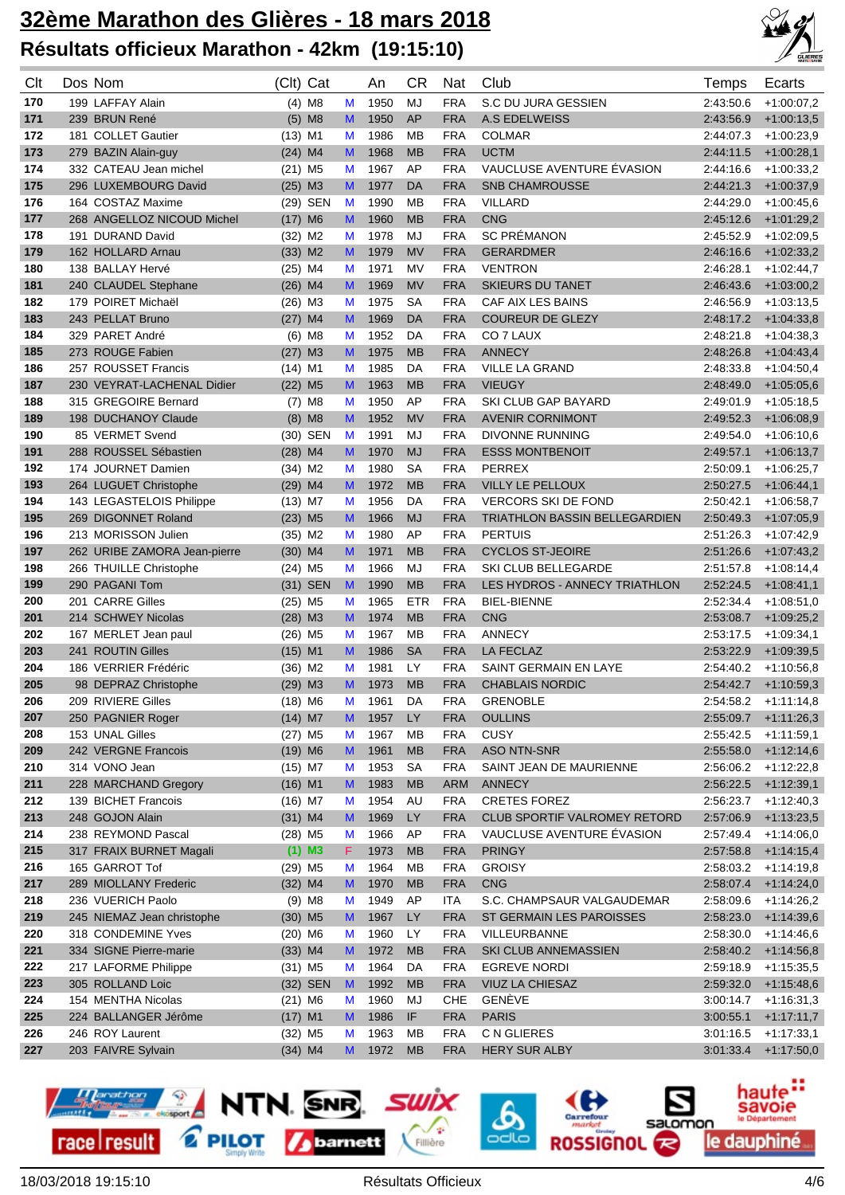# 32ème Marathon des Glières - 18 mars 2018

## Résultats officieux Marathon - 42km (19:15:10)

| Clt | Dos | Nom | (Clt) | Cat | | An | CR | Nat | Club | Temps | Ecarts |
|---|---|---|---|---|---|---|---|---|---|---|---|
| 170 | 199 | LAFFAY Alain | (4) | M8 | M | 1950 | MJ | FRA | S.C DU JURA GESSIEN | 2:43:50.6 | +1:00:07,2 |
| 171 | 239 | BRUN René | (5) | M8 | M | 1950 | AP | FRA | A.S EDELWEISS | 2:43:56.9 | +1:00:13,5 |
| 172 | 181 | COLLET Gautier | (13) | M1 | M | 1986 | MB | FRA | COLMAR | 2:44:07.3 | +1:00:23,9 |
| 173 | 279 | BAZIN Alain-guy | (24) | M4 | M | 1968 | MB | FRA | UCTM | 2:44:11.5 | +1:00:28,1 |
| 174 | 332 | CATEAU Jean michel | (21) | M5 | M | 1967 | AP | FRA | VAUCLUSE AVENTURE ÉVASION | 2:44:16.6 | +1:00:33,2 |
| 175 | 296 | LUXEMBOURG David | (25) | M3 | M | 1977 | DA | FRA | SNB CHAMROUSSE | 2:44:21.3 | +1:00:37,9 |
| 176 | 164 | COSTAZ Maxime | (29) | SEN | M | 1990 | MB | FRA | VILLARD | 2:44:29.0 | +1:00:45,6 |
| 177 | 268 | ANGELLOZ NICOUD Michel | (17) | M6 | M | 1960 | MB | FRA | CNG | 2:45:12.6 | +1:01:29,2 |
| 178 | 191 | DURAND David | (32) | M2 | M | 1978 | MJ | FRA | SC PRÉMANON | 2:45:52.9 | +1:02:09,5 |
| 179 | 162 | HOLLARD Arnau | (33) | M2 | M | 1979 | MV | FRA | GERARDMER | 2:46:16.6 | +1:02:33,2 |
| 180 | 138 | BALLAY Hervé | (25) | M4 | M | 1971 | MV | FRA | VENTRON | 2:46:28.1 | +1:02:44,7 |
| 181 | 240 | CLAUDEL Stephane | (26) | M4 | M | 1969 | MV | FRA | SKIEURS DU TANET | 2:46:43.6 | +1:03:00,2 |
| 182 | 179 | POIRET Michaël | (26) | M3 | M | 1975 | SA | FRA | CAF AIX LES BAINS | 2:46:56.9 | +1:03:13,5 |
| 183 | 243 | PELLAT Bruno | (27) | M4 | M | 1969 | DA | FRA | COUREUR DE GLEZY | 2:48:17.2 | +1:04:33,8 |
| 184 | 329 | PARET André | (6) | M8 | M | 1952 | DA | FRA | CO 7 LAUX | 2:48:21.8 | +1:04:38,3 |
| 185 | 273 | ROUGE Fabien | (27) | M3 | M | 1975 | MB | FRA | ANNECY | 2:48:26.8 | +1:04:43,4 |
| 186 | 257 | ROUSSET Francis | (14) | M1 | M | 1985 | DA | FRA | VILLE LA GRAND | 2:48:33.8 | +1:04:50,4 |
| 187 | 230 | VEYRAT-LACHENAL Didier | (22) | M5 | M | 1963 | MB | FRA | VIEUGY | 2:48:49.0 | +1:05:05,6 |
| 188 | 315 | GREGOIRE Bernard | (7) | M8 | M | 1950 | AP | FRA | SKI CLUB GAP BAYARD | 2:49:01.9 | +1:05:18,5 |
| 189 | 198 | DUCHANOY Claude | (8) | M8 | M | 1952 | MV | FRA | AVENIR CORNIMONT | 2:49:52.3 | +1:06:08,9 |
| 190 | 85 | VERMET Svend | (30) | SEN | M | 1991 | MJ | FRA | DIVONNE RUNNING | 2:49:54.0 | +1:06:10,6 |
| 191 | 288 | ROUSSEL Sébastien | (28) | M4 | M | 1970 | MJ | FRA | ESSS MONTBENOIT | 2:49:57.1 | +1:06:13,7 |
| 192 | 174 | JOURNET Damien | (34) | M2 | M | 1980 | SA | FRA | PERREX | 2:50:09.1 | +1:06:25,7 |
| 193 | 264 | LUGUET Christophe | (29) | M4 | M | 1972 | MB | FRA | VILLY LE PELLOUX | 2:50:27.5 | +1:06:44,1 |
| 194 | 143 | LEGASTELOIS Philippe | (13) | M7 | M | 1956 | DA | FRA | VERCORS SKI DE FOND | 2:50:42.1 | +1:06:58,7 |
| 195 | 269 | DIGONNET Roland | (23) | M5 | M | 1966 | MJ | FRA | TRIATHLON BASSIN BELLEGARDIEN | 2:50:49.3 | +1:07:05,9 |
| 196 | 213 | MORISSON Julien | (35) | M2 | M | 1980 | AP | FRA | PERTUIS | 2:51:26.3 | +1:07:42,9 |
| 197 | 262 | URIBE ZAMORA Jean-pierre | (30) | M4 | M | 1971 | MB | FRA | CYCLOS ST-JEOIRE | 2:51:26.6 | +1:07:43,2 |
| 198 | 266 | THUILLE Christophe | (24) | M5 | M | 1966 | MJ | FRA | SKI CLUB BELLEGARDE | 2:51:57.8 | +1:08:14,4 |
| 199 | 290 | PAGANI Tom | (31) | SEN | M | 1990 | MB | FRA | LES HYDROS - ANNECY TRIATHLON | 2:52:24.5 | +1:08:41,1 |
| 200 | 201 | CARRE Gilles | (25) | M5 | M | 1965 | ETR | FRA | BIEL-BIENNE | 2:52:34.4 | +1:08:51,0 |
| 201 | 214 | SCHWEY Nicolas | (28) | M3 | M | 1974 | MB | FRA | CNG | 2:53:08.7 | +1:09:25,2 |
| 202 | 167 | MERLET Jean paul | (26) | M5 | M | 1967 | MB | FRA | ANNECY | 2:53:17.5 | +1:09:34,1 |
| 203 | 241 | ROUTIN Gilles | (15) | M1 | M | 1986 | SA | FRA | LA FECLAZ | 2:53:22.9 | +1:09:39,5 |
| 204 | 186 | VERRIER Frédéric | (36) | M2 | M | 1981 | LY | FRA | SAINT GERMAIN EN LAYE | 2:54:40.2 | +1:10:56,8 |
| 205 | 98 | DEPRAZ Christophe | (29) | M3 | M | 1973 | MB | FRA | CHABLAIS NORDIC | 2:54:42.7 | +1:10:59,3 |
| 206 | 209 | RIVIERE Gilles | (18) | M6 | M | 1961 | DA | FRA | GRENOBLE | 2:54:58.2 | +1:11:14,8 |
| 207 | 250 | PAGNIER Roger | (14) | M7 | M | 1957 | LY | FRA | OULLINS | 2:55:09.7 | +1:11:26,3 |
| 208 | 153 | UNAL Gilles | (27) | M5 | M | 1967 | MB | FRA | CUSY | 2:55:42.5 | +1:11:59,1 |
| 209 | 242 | VERGNE Francois | (19) | M6 | M | 1961 | MB | FRA | ASO NTN-SNR | 2:55:58.0 | +1:12:14,6 |
| 210 | 314 | VONO Jean | (15) | M7 | M | 1953 | SA | FRA | SAINT JEAN DE MAURIENNE | 2:56:06.2 | +1:12:22,8 |
| 211 | 228 | MARCHAND Gregory | (16) | M1 | M | 1983 | MB | ARM | ANNECY | 2:56:22.5 | +1:12:39,1 |
| 212 | 139 | BICHET Francois | (16) | M7 | M | 1954 | AU | FRA | CRETES FOREZ | 2:56:23.7 | +1:12:40,3 |
| 213 | 248 | GOJON Alain | (31) | M4 | M | 1969 | LY | FRA | CLUB SPORTIF VALROMEY RETORD | 2:57:06.9 | +1:13:23,5 |
| 214 | 238 | REYMOND Pascal | (28) | M5 | M | 1966 | AP | FRA | VAUCLUSE AVENTURE ÉVASION | 2:57:49.4 | +1:14:06,0 |
| 215 | 317 | FRAIX BURNET Magali | (1) | M3 | F | 1973 | MB | FRA | PRINGY | 2:57:58.8 | +1:14:15,4 |
| 216 | 165 | GARROT Tof | (29) | M5 | M | 1964 | MB | FRA | GROISY | 2:58:03.2 | +1:14:19,8 |
| 217 | 289 | MIOLLANY Frederic | (32) | M4 | M | 1970 | MB | FRA | CNG | 2:58:07.4 | +1:14:24,0 |
| 218 | 236 | VUERICH Paolo | (9) | M8 | M | 1949 | AP | ITA | S.C. CHAMPSAUR VALGAUDEMAR | 2:58:09.6 | +1:14:26,2 |
| 219 | 245 | NIEMAZ Jean christophe | (30) | M5 | M | 1967 | LY | FRA | ST GERMAIN LES PAROISSES | 2:58:23.0 | +1:14:39,6 |
| 220 | 318 | CONDEMINE Yves | (20) | M6 | M | 1960 | LY | FRA | VILLEURBANNE | 2:58:30.0 | +1:14:46,6 |
| 221 | 334 | SIGNE Pierre-marie | (33) | M4 | M | 1972 | MB | FRA | SKI CLUB ANNEMASSIEN | 2:58:40.2 | +1:14:56,8 |
| 222 | 217 | LAFORME Philippe | (31) | M5 | M | 1964 | DA | FRA | EGREVE NORDI | 2:59:18.9 | +1:15:35,5 |
| 223 | 305 | ROLLAND Loic | (32) | SEN | M | 1992 | MB | FRA | VIUZ LA CHIESAZ | 2:59:32.0 | +1:15:48,6 |
| 224 | 154 | MENTHA Nicolas | (21) | M6 | M | 1960 | MJ | CHE | GENÈVE | 3:00:14.7 | +1:16:31,3 |
| 225 | 224 | BALLANGER Jérôme | (17) | M1 | M | 1986 | IF | FRA | PARIS | 3:00:55.1 | +1:17:11,7 |
| 226 | 246 | ROY Laurent | (32) | M5 | M | 1963 | MB | FRA | C N GLIERES | 3:01:16.5 | +1:17:33,1 |
| 227 | 203 | FAIVRE Sylvain | (34) | M4 | M | 1972 | MB | FRA | HERY SUR ALBY | 3:01:33.4 | +1:17:50,0 |

18/03/2018 19:15:10 Résultats Officieux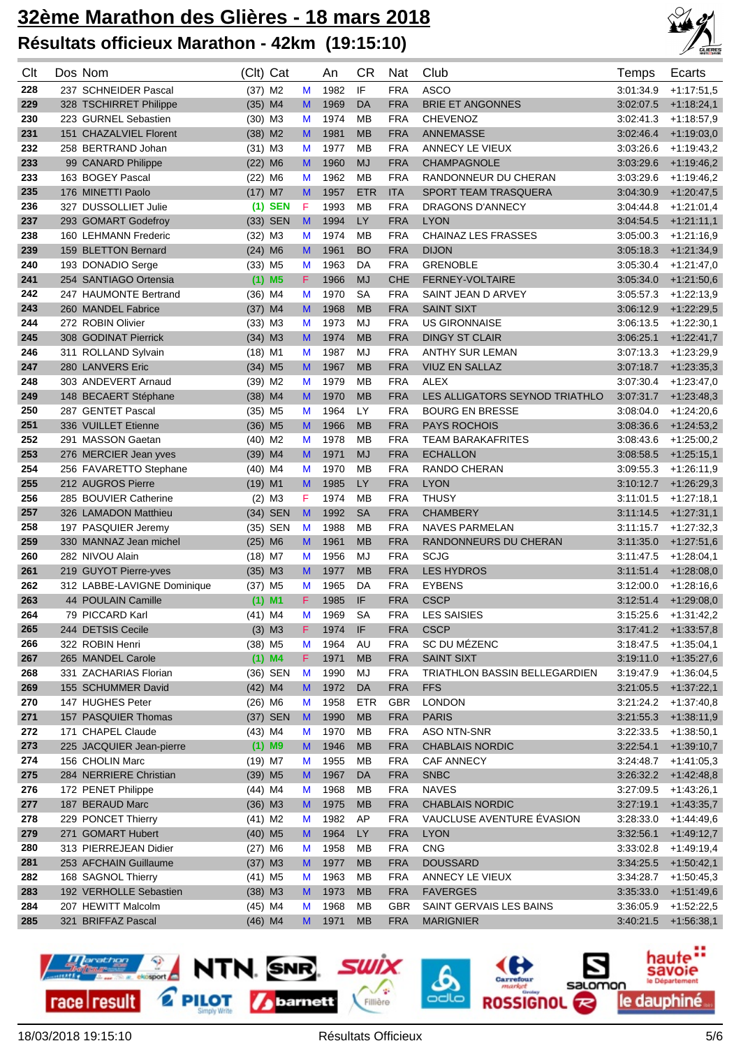# 32ème Marathon des Glières - 18 mars 2018

## Résultats officieux Marathon - 42km (19:15:10)

| Clt | Dos | Nom | (Clt) Cat | | An | CR | Nat | Club | Temps | Ecarts |
|---|---|---|---|---|---|---|---|---|---|---|
| 228 | 237 | SCHNEIDER Pascal | (37) M2 | M | 1982 | IF | FRA | ASCO | 3:01:34.9 | +1:17:51,5 |
| 229 | 328 | TSCHIRRET Philippe | (35) M4 | M | 1969 | DA | FRA | BRIE ET ANGONNES | 3:02:07.5 | +1:18:24,1 |
| 230 | 223 | GURNEL Sebastien | (30) M3 | M | 1974 | MB | FRA | CHEVENOZ | 3:02:41.3 | +1:18:57,9 |
| 231 | 151 | CHAZALVIEL Florent | (38) M2 | M | 1981 | MB | FRA | ANNEMASSE | 3:02:46.4 | +1:19:03,0 |
| 232 | 258 | BERTRAND Johan | (31) M3 | M | 1977 | MB | FRA | ANNECY LE VIEUX | 3:03:26.6 | +1:19:43,2 |
| 233 | 99 | CANARD Philippe | (22) M6 | M | 1960 | MJ | FRA | CHAMPAGNOLE | 3:03:29.6 | +1:19:46,2 |
| 233 | 163 | BOGEY Pascal | (22) M6 | M | 1962 | MB | FRA | RANDONNEUR DU CHERAN | 3:03:29.6 | +1:19:46,2 |
| 235 | 176 | MINETTI Paolo | (17) M7 | M | 1957 | ETR | ITA | SPORT TEAM TRASQUERA | 3:04:30.9 | +1:20:47,5 |
| 236 | 327 | DUSSOLLIET Julie | (1) SEN | F | 1993 | MB | FRA | DRAGONS D'ANNECY | 3:04:44.8 | +1:21:01,4 |
| 237 | 293 | GOMART Godefroy | (33) SEN | M | 1994 | LY | FRA | LYON | 3:04:54.5 | +1:21:11,1 |
| 238 | 160 | LEHMANN Frederic | (32) M3 | M | 1974 | MB | FRA | CHAINAZ LES FRASSES | 3:05:00.3 | +1:21:16,9 |
| 239 | 159 | BLETTON Bernard | (24) M6 | M | 1961 | BO | FRA | DIJON | 3:05:18.3 | +1:21:34,9 |
| 240 | 193 | DONADIO Serge | (33) M5 | M | 1963 | DA | FRA | GRENOBLE | 3:05:30.4 | +1:21:47,0 |
| 241 | 254 | SANTIAGO Ortensia | (1) M5 | F | 1966 | MJ | CHE | FERNEY-VOLTAIRE | 3:05:34.0 | +1:21:50,6 |
| 242 | 247 | HAUMONTE Bertrand | (36) M4 | M | 1970 | SA | FRA | SAINT JEAN D ARVEY | 3:05:57.3 | +1:22:13,9 |
| 243 | 260 | MANDEL Fabrice | (37) M4 | M | 1968 | MB | FRA | SAINT SIXT | 3:06:12.9 | +1:22:29,5 |
| 244 | 272 | ROBIN Olivier | (33) M3 | M | 1973 | MJ | FRA | US GIRONNAISE | 3:06:13.5 | +1:22:30,1 |
| 245 | 308 | GODINAT Pierrick | (34) M3 | M | 1974 | MB | FRA | DINGY ST CLAIR | 3:06:25.1 | +1:22:41,7 |
| 246 | 311 | ROLLAND Sylvain | (18) M1 | M | 1987 | MJ | FRA | ANTHY SUR LEMAN | 3:07:13.3 | +1:23:29,9 |
| 247 | 280 | LANVERS Eric | (34) M5 | M | 1967 | MB | FRA | VIUZ EN SALLAZ | 3:07:18.7 | +1:23:35,3 |
| 248 | 303 | ANDEVERT Arnaud | (39) M2 | M | 1979 | MB | FRA | ALEX | 3:07:30.4 | +1:23:47,0 |
| 249 | 148 | BECAERT Stéphane | (38) M4 | M | 1970 | MB | FRA | LES ALLIGATORS SEYNOD TRIATHLO | 3:07:31.7 | +1:23:48,3 |
| 250 | 287 | GENTET Pascal | (35) M5 | M | 1964 | LY | FRA | BOURG EN BRESSE | 3:08:04.0 | +1:24:20,6 |
| 251 | 336 | VUILLET Etienne | (36) M5 | M | 1966 | MB | FRA | PAYS ROCHOIS | 3:08:36.6 | +1:24:53,2 |
| 252 | 291 | MASSON Gaetan | (40) M2 | M | 1978 | MB | FRA | TEAM BARAKAFRITES | 3:08:43.6 | +1:25:00,2 |
| 253 | 276 | MERCIER Jean yves | (39) M4 | M | 1971 | MJ | FRA | ECHALLON | 3:08:58.5 | +1:25:15,1 |
| 254 | 256 | FAVARETTO Stephane | (40) M4 | M | 1970 | MB | FRA | RANDO CHERAN | 3:09:55.3 | +1:26:11,9 |
| 255 | 212 | AUGROS Pierre | (19) M1 | M | 1985 | LY | FRA | LYON | 3:10:12.7 | +1:26:29,3 |
| 256 | 285 | BOUVIER Catherine | (2) M3 | F | 1974 | MB | FRA | THUSY | 3:11:01.5 | +1:27:18,1 |
| 257 | 326 | LAMADON Matthieu | (34) SEN | M | 1992 | SA | FRA | CHAMBERY | 3:11:14.5 | +1:27:31,1 |
| 258 | 197 | PASQUIER Jeremy | (35) SEN | M | 1988 | MB | FRA | NAVES PARMELAN | 3:11:15.7 | +1:27:32,3 |
| 259 | 330 | MANNAZ Jean michel | (25) M6 | M | 1961 | MB | FRA | RANDONNEURS DU CHERAN | 3:11:35.0 | +1:27:51,6 |
| 260 | 282 | NIVOU Alain | (18) M7 | M | 1956 | MJ | FRA | SCJG | 3:11:47.5 | +1:28:04,1 |
| 261 | 219 | GUYOT Pierre-yves | (35) M3 | M | 1977 | MB | FRA | LES HYDROS | 3:11:51.4 | +1:28:08,0 |
| 262 | 312 | LABBE-LAVIGNE Dominique | (37) M5 | M | 1965 | DA | FRA | EYBENS | 3:12:00.0 | +1:28:16,6 |
| 263 | 44 | POULAIN Camille | (1) M1 | F | 1985 | IF | FRA | CSCP | 3:12:51.4 | +1:29:08,0 |
| 264 | 79 | PICCARD Karl | (41) M4 | M | 1969 | SA | FRA | LES SAISIES | 3:15:25.6 | +1:31:42,2 |
| 265 | 244 | DETSIS Cecile | (3) M3 | F | 1974 | IF | FRA | CSCP | 3:17:41.2 | +1:33:57,8 |
| 266 | 322 | ROBIN Henri | (38) M5 | M | 1964 | AU | FRA | SC DU MÉZENC | 3:18:47.5 | +1:35:04,1 |
| 267 | 265 | MANDEL Carole | (1) M4 | F | 1971 | MB | FRA | SAINT SIXT | 3:19:11.0 | +1:35:27,6 |
| 268 | 331 | ZACHARIAS Florian | (36) SEN | M | 1990 | MJ | FRA | TRIATHLON BASSIN BELLEGARDIEN | 3:19:47.9 | +1:36:04,5 |
| 269 | 155 | SCHUMMER David | (42) M4 | M | 1972 | DA | FRA | FFS | 3:21:05.5 | +1:37:22,1 |
| 270 | 147 | HUGHES Peter | (26) M6 | M | 1958 | ETR | GBR | LONDON | 3:21:24.2 | +1:37:40,8 |
| 271 | 157 | PASQUIER Thomas | (37) SEN | M | 1990 | MB | FRA | PARIS | 3:21:55.3 | +1:38:11,9 |
| 272 | 171 | CHAPEL Claude | (43) M4 | M | 1970 | MB | FRA | ASO NTN-SNR | 3:22:33.5 | +1:38:50,1 |
| 273 | 225 | JACQUIER Jean-pierre | (1) M9 | M | 1946 | MB | FRA | CHABLAIS NORDIC | 3:22:54.1 | +1:39:10,7 |
| 274 | 156 | CHOLIN Marc | (19) M7 | M | 1955 | MB | FRA | CAF ANNECY | 3:24:48.7 | +1:41:05,3 |
| 275 | 284 | NERRIERE Christian | (39) M5 | M | 1967 | DA | FRA | SNBC | 3:26:32.2 | +1:42:48,8 |
| 276 | 172 | PENET Philippe | (44) M4 | M | 1968 | MB | FRA | NAVES | 3:27:09.5 | +1:43:26,1 |
| 277 | 187 | BERAUD Marc | (36) M3 | M | 1975 | MB | FRA | CHABLAIS NORDIC | 3:27:19.1 | +1:43:35,7 |
| 278 | 229 | PONCET Thierry | (41) M2 | M | 1982 | AP | FRA | VAUCLUSE AVENTURE ÉVASION | 3:28:33.0 | +1:44:49,6 |
| 279 | 271 | GOMART Hubert | (40) M5 | M | 1964 | LY | FRA | LYON | 3:32:56.1 | +1:49:12,7 |
| 280 | 313 | PIERREJEAN Didier | (27) M6 | M | 1958 | MB | FRA | CNG | 3:33:02.8 | +1:49:19,4 |
| 281 | 253 | AFCHAIN Guillaume | (37) M3 | M | 1977 | MB | FRA | DOUSSARD | 3:34:25.5 | +1:50:42,1 |
| 282 | 168 | SAGNOL Thierry | (41) M5 | M | 1963 | MB | FRA | ANNECY LE VIEUX | 3:34:28.7 | +1:50:45,3 |
| 283 | 192 | VERHOLLE Sebastien | (38) M3 | M | 1973 | MB | FRA | FAVERGES | 3:35:33.0 | +1:51:49,6 |
| 284 | 207 | HEWITT Malcolm | (45) M4 | M | 1968 | MB | GBR | SAINT GERVAIS LES BAINS | 3:36:05.9 | +1:52:22,5 |
| 285 | 321 | BRIFFAZ Pascal | (46) M4 | M | 1971 | MB | FRA | MARIGNIER | 3:40:21.5 | +1:56:38,1 |

18/03/2018 19:15:10 — Résultats Officieux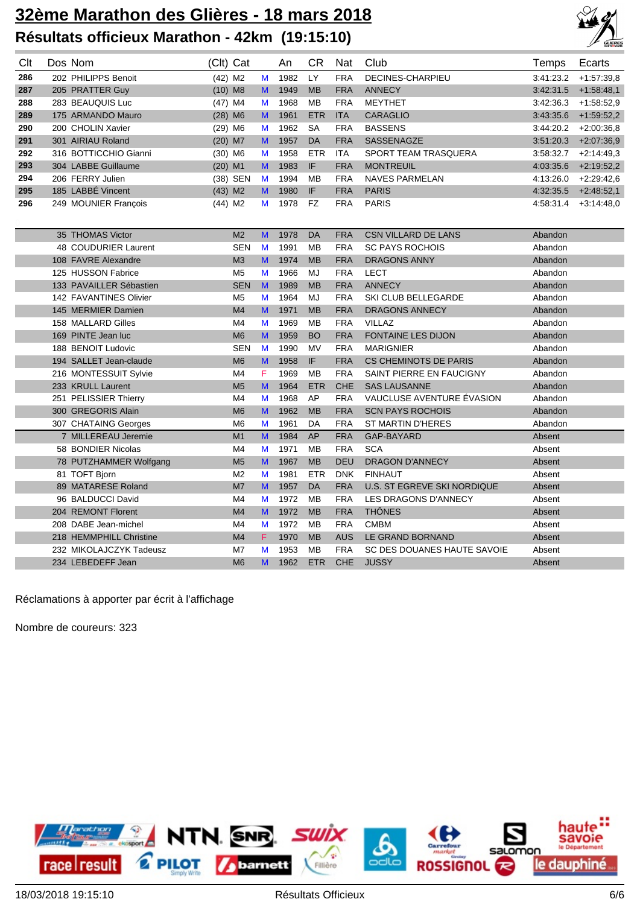# 32ème Marathon des Glières - 18 mars 2018

## Résultats officieux Marathon - 42km (19:15:10)

| Clt | Dos | Nom | (Clt) | Cat | | An | CR | Nat | Club | Temps | Ecarts |
|---|---|---|---|---|---|---|---|---|---|---|---|
| 286 | 202 | PHILIPPS Benoit | (42) | M2 | M | 1982 | LY | FRA | DECINES-CHARPIEU | 3:41:23.2 | +1:57:39,8 |
| 287 | 205 | PRATTER Guy | (10) | M8 | M | 1949 | MB | FRA | ANNECY | 3:42:31.5 | +1:58:48,1 |
| 288 | 283 | BEAUQUIS Luc | (47) | M4 | M | 1968 | MB | FRA | MEYTHET | 3:42:36.3 | +1:58:52,9 |
| 289 | 175 | ARMANDO Mauro | (28) | M6 | M | 1961 | ETR | ITA | CARAGLIO | 3:43:35.6 | +1:59:52,2 |
| 290 | 200 | CHOLIN Xavier | (29) | M6 | M | 1962 | SA | FRA | BASSENS | 3:44:20.2 | +2:00:36,8 |
| 291 | 301 | AIRIAU Roland | (20) | M7 | M | 1957 | DA | FRA | SASSENAGZE | 3:51:20.3 | +2:07:36,9 |
| 292 | 316 | BOTTICCHIO Gianni | (30) | M6 | M | 1958 | ETR | ITA | SPORT TEAM TRASQUERA | 3:58:32.7 | +2:14:49,3 |
| 293 | 304 | LABBE Guillaume | (20) | M1 | M | 1983 | IF | FRA | MONTREUIL | 4:03:35.6 | +2:19:52,2 |
| 294 | 206 | FERRY Julien | (38) | SEN | M | 1994 | MB | FRA | NAVES PARMELAN | 4:13:26.0 | +2:29:42,6 |
| 295 | 185 | LABBÉ Vincent | (43) | M2 | M | 1980 | IF | FRA | PARIS | 4:32:35.5 | +2:48:52,1 |
| 296 | 249 | MOUNIER François | (44) | M2 | M | 1978 | FZ | FRA | PARIS | 4:58:31.4 | +3:14:48,0 |

| Clt | Dos | Nom | (Clt) | Cat | | An | CR | Nat | Club | Temps | Ecarts |
|---|---|---|---|---|---|---|---|---|---|---|---|
| | 35 | THOMAS Victor | | M2 | M | 1978 | DA | FRA | CSN VILLARD DE LANS | Abandon | |
| | 48 | COUDURIER Laurent | | SEN | M | 1991 | MB | FRA | SC PAYS ROCHOIS | Abandon | |
| | 108 | FAVRE Alexandre | | M3 | M | 1974 | MB | FRA | DRAGONS ANNY | Abandon | |
| | 125 | HUSSON Fabrice | | M5 | M | 1966 | MJ | FRA | LECT | Abandon | |
| | 133 | PAVAILLER Sébastien | | SEN | M | 1989 | MB | FRA | ANNECY | Abandon | |
| | 142 | FAVANTINES Olivier | | M5 | M | 1964 | MJ | FRA | SKI CLUB BELLEGARDE | Abandon | |
| | 145 | MERMIER Damien | | M4 | M | 1971 | MB | FRA | DRAGONS ANNECY | Abandon | |
| | 158 | MALLARD Gilles | | M4 | M | 1969 | MB | FRA | VILLAZ | Abandon | |
| | 169 | PINTE Jean luc | | M6 | M | 1959 | BO | FRA | FONTAINE LES DIJON | Abandon | |
| | 188 | BENOIT Ludovic | | SEN | M | 1990 | MV | FRA | MARIGNIER | Abandon | |
| | 194 | SALLET Jean-claude | | M6 | M | 1958 | IF | FRA | CS CHEMINOTS DE PARIS | Abandon | |
| | 216 | MONTESSUIT Sylvie | | M4 | F | 1969 | MB | FRA | SAINT PIERRE EN FAUCIGNY | Abandon | |
| | 233 | KRULL Laurent | | M5 | M | 1964 | ETR | CHE | SAS LAUSANNE | Abandon | |
| | 251 | PELISSIER Thierry | | M4 | M | 1968 | AP | FRA | VAUCLUSE AVENTURE ÉVASION | Abandon | |
| | 300 | GREGORIS Alain | | M6 | M | 1962 | MB | FRA | SCN PAYS ROCHOIS | Abandon | |
| | 307 | CHATAING Georges | | M6 | M | 1961 | DA | FRA | ST MARTIN D'HERES | Abandon | |
| | 7 | MILLEREAU Jeremie | | M1 | M | 1984 | AP | FRA | GAP-BAYARD | Absent | |
| | 58 | BONDIER Nicolas | | M4 | M | 1971 | MB | FRA | SCA | Absent | |
| | 78 | PUTZHAMMER Wolfgang | | M5 | M | 1967 | MB | DEU | DRAGON D'ANNECY | Absent | |
| | 81 | TOFT Bjorn | | M2 | M | 1981 | ETR | DNK | FINHAUT | Absent | |
| | 89 | MATARESE Roland | | M7 | M | 1957 | DA | FRA | U.S. ST EGREVE SKI NORDIQUE | Absent | |
| | 96 | BALDUCCI David | | M4 | M | 1972 | MB | FRA | LES DRAGONS D'ANNECY | Absent | |
| | 204 | REMONT Florent | | M4 | M | 1972 | MB | FRA | THÔNES | Absent | |
| | 208 | DABE Jean-michel | | M4 | M | 1972 | MB | FRA | CMBM | Absent | |
| | 218 | HEMMPHILL Christine | | M4 | F | 1970 | MB | AUS | LE GRAND BORNAND | Absent | |
| | 232 | MIKOLAJCZYK Tadeusz | | M7 | M | 1953 | MB | FRA | SC DES DOUANES HAUTE SAVOIE | Absent | |
| | 234 | LEBEDEFF Jean | | M6 | M | 1962 | ETR | CHE | JUSSY | Absent | |

Réclamations à apporter par écrit à l'affichage

Nombre de coureurs: 323